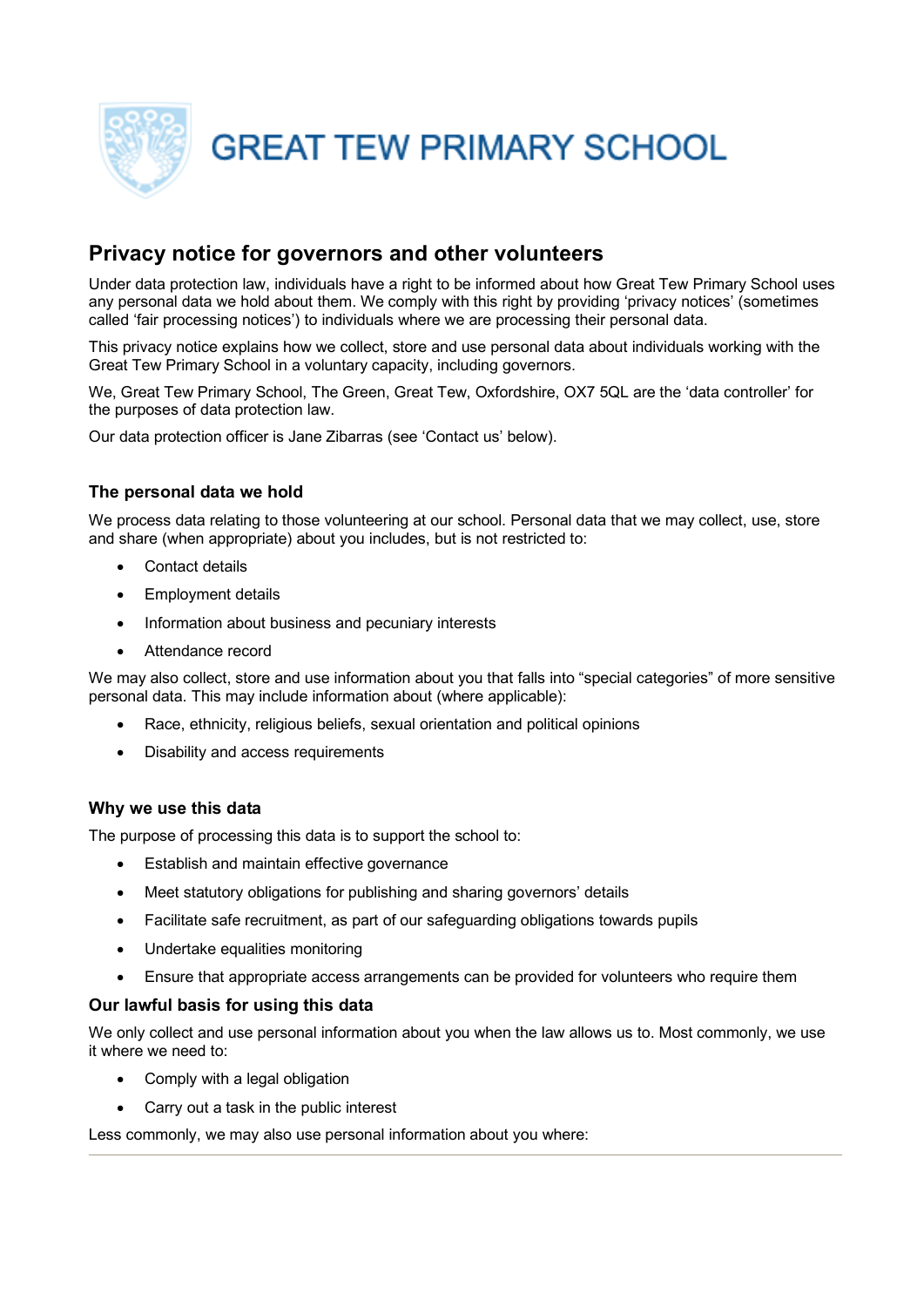# GREAT TEW PRIMARY SCHOOL

## Privacy notice for governors and other volunteers

Under data protection law, individuals have a right to be informed about how Great Tew Primary School uses any personal data we hold about them. We comply with this right by providing 'privacy notices' (sometimes called 'fair processing notices') to individuals where we are processing their personal data.

This privacy notice explains how we collect, store and use personal data about individuals working with the Great Tew Primary School in a voluntary capacity, including governors.

We, Great Tew Primary School, The Green, Great Tew, Oxfordshire, OX7 5QL are the 'data controller' for the purposes of data protection law.

Our data protection officer is Jane Zibarras (see 'Contact us' below).

### The personal data we hold

We process data relating to those volunteering at our school. Personal data that we may collect, use, store and share (when appropriate) about you includes, but is not restricted to:

- Contact details
- Employment details
- Information about business and pecuniary interests
- Attendance record

We may also collect, store and use information about you that falls into "special categories" of more sensitive personal data. This may include information about (where applicable):

- Race, ethnicity, religious beliefs, sexual orientation and political opinions
- Disability and access requirements

### Why we use this data

The purpose of processing this data is to support the school to:

- Establish and maintain effective governance
- Meet statutory obligations for publishing and sharing governors' details
- Facilitate safe recruitment, as part of our safeguarding obligations towards pupils
- Undertake equalities monitoring
- Ensure that appropriate access arrangements can be provided for volunteers who require them

### Our lawful basis for using this data

We only collect and use personal information about you when the law allows us to. Most commonly, we use it where we need to:

- Comply with a legal obligation
- Carry out a task in the public interest

Less commonly, we may also use personal information about you where: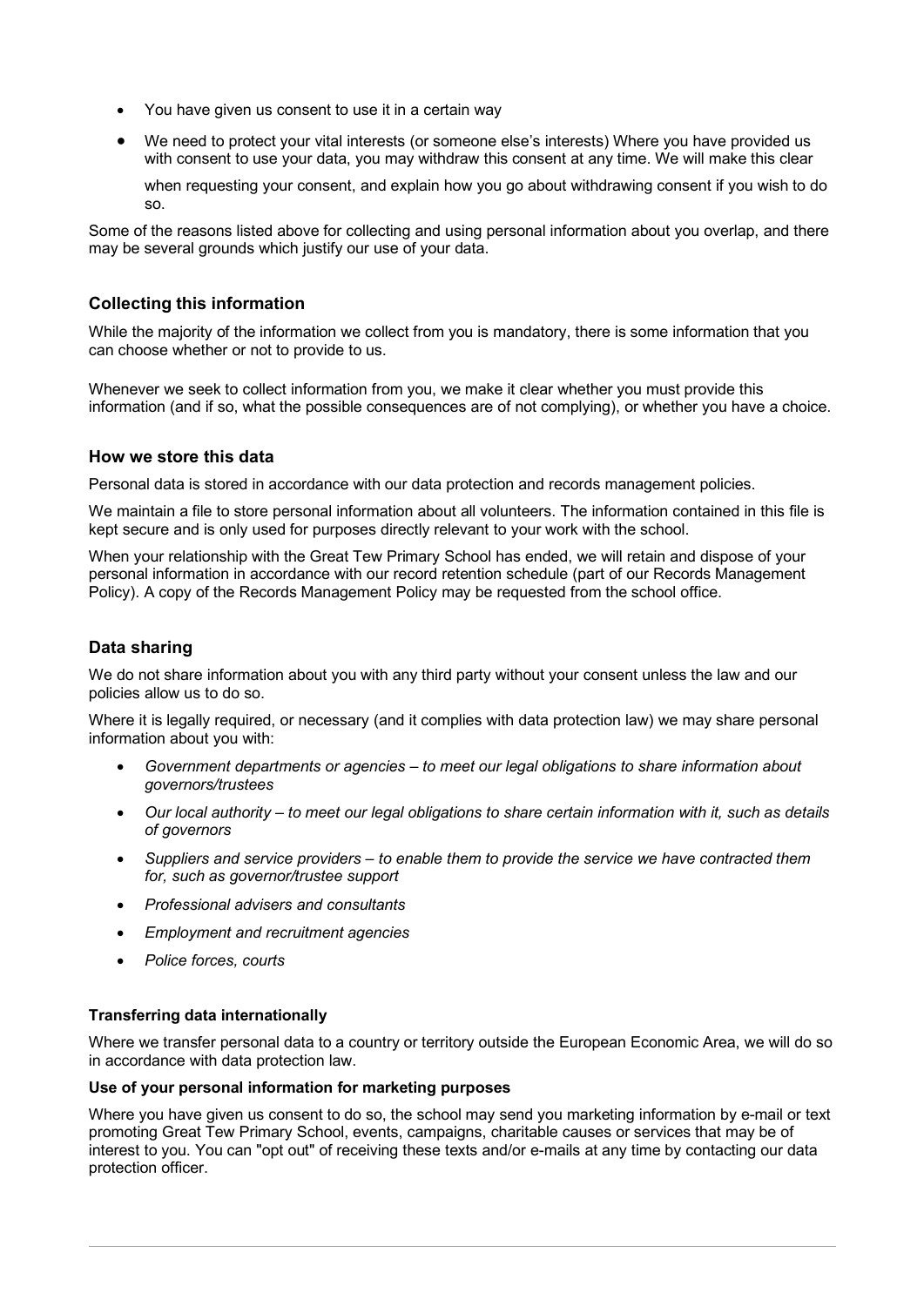- You have given us consent to use it in a certain way
- We need to protect your vital interests (or someone else's interests) Where you have provided us with consent to use your data, you may withdraw this consent at any time. We will make this clear

  when requesting your consent, and explain how you go about withdrawing consent if you wish to do so.

Some of the reasons listed above for collecting and using personal information about you overlap, and there may be several grounds which justify our use of your data.

## Collecting this information

While the majority of the information we collect from you is mandatory, there is some information that you can choose whether or not to provide to us.

Whenever we seek to collect information from you, we make it clear whether you must provide this information (and if so, what the possible consequences are of not complying), or whether you have a choice.

## How we store this data

Personal data is stored in accordance with our data protection and records management policies.

We maintain a file to store personal information about all volunteers. The information contained in this file is kept secure and is only used for purposes directly relevant to your work with the school.

When your relationship with the Great Tew Primary School has ended, we will retain and dispose of your personal information in accordance with our record retention schedule (part of our Records Management Policy). A copy of the Records Management Policy may be requested from the school office.

## Data sharing

We do not share information about you with any third party without your consent unless the law and our policies allow us to do so.

Where it is legally required, or necessary (and it complies with data protection law) we may share personal information about you with:

- *Government departments or agencies – to meet our legal obligations to share information about governors/trustees*
- *Our local authority – to meet our legal obligations to share certain information with it, such as details of governors*
- *Suppliers and service providers – to enable them to provide the service we have contracted them for, such as governor/trustee support*
- *Professional advisers and consultants*
- *Employment and recruitment agencies*
- *Police forces, courts*

### Transferring data internationally

Where we transfer personal data to a country or territory outside the European Economic Area, we will do so in accordance with data protection law.

### Use of your personal information for marketing purposes

Where you have given us consent to do so, the school may send you marketing information by e-mail or text promoting Great Tew Primary School, events, campaigns, charitable causes or services that may be of interest to you. You can "opt out" of receiving these texts and/or e-mails at any time by contacting our data protection officer.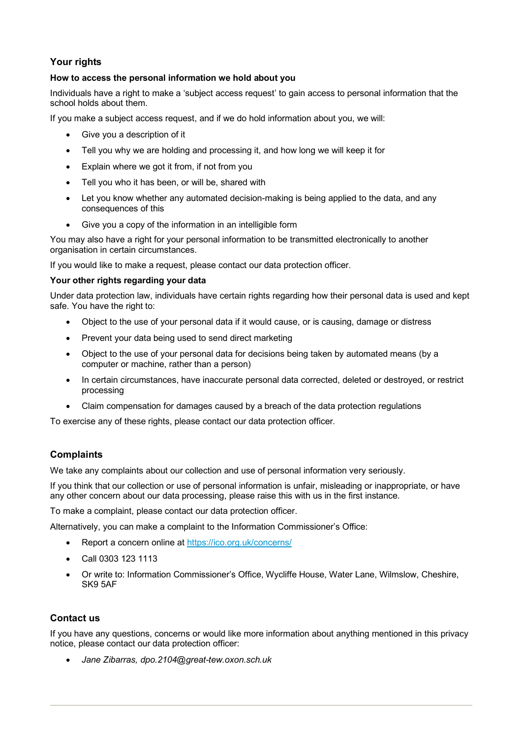## Your rights

### How to access the personal information we hold about you

Individuals have a right to make a 'subject access request' to gain access to personal information that the school holds about them.

If you make a subject access request, and if we do hold information about you, we will:

- Give you a description of it
- Tell you why we are holding and processing it, and how long we will keep it for
- Explain where we got it from, if not from you
- Tell you who it has been, or will be, shared with
- Let you know whether any automated decision-making is being applied to the data, and any consequences of this
- Give you a copy of the information in an intelligible form

You may also have a right for your personal information to be transmitted electronically to another organisation in certain circumstances.

If you would like to make a request, please contact our data protection officer.

### Your other rights regarding your data

Under data protection law, individuals have certain rights regarding how their personal data is used and kept safe. You have the right to:

- Object to the use of your personal data if it would cause, or is causing, damage or distress
- Prevent your data being used to send direct marketing
- Object to the use of your personal data for decisions being taken by automated means (by a computer or machine, rather than a person)
- In certain circumstances, have inaccurate personal data corrected, deleted or destroyed, or restrict processing
- Claim compensation for damages caused by a breach of the data protection regulations

To exercise any of these rights, please contact our data protection officer.

## Complaints

We take any complaints about our collection and use of personal information very seriously.

If you think that our collection or use of personal information is unfair, misleading or inappropriate, or have any other concern about our data processing, please raise this with us in the first instance.

To make a complaint, please contact our data protection officer.

Alternatively, you can make a complaint to the Information Commissioner's Office:

- Report a concern online at https://ico.org.uk/concerns/
- Call 0303 123 1113
- Or write to: Information Commissioner's Office, Wycliffe House, Water Lane, Wilmslow, Cheshire, SK9 5AF

## Contact us

If you have any questions, concerns or would like more information about anything mentioned in this privacy notice, please contact our data protection officer:

- *Jane Zibarras, dpo.2104@great-tew.oxon.sch.uk*